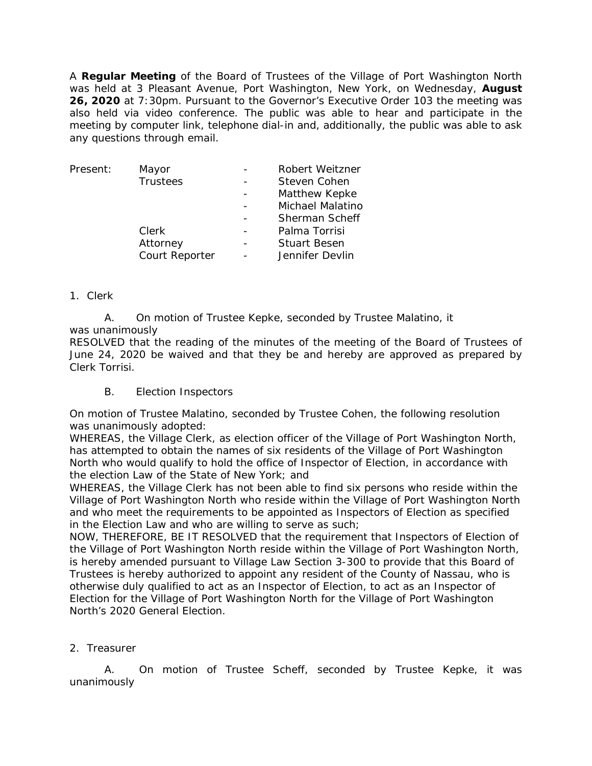A **Regular Meeting** of the Board of Trustees of the Village of Port Washington North was held at 3 Pleasant Avenue, Port Washington, New York, on Wednesday, **August 26, 2020** at 7:30pm. Pursuant to the Governor's Executive Order 103 the meeting was also held via video conference. The public was able to hear and participate in the meeting by computer link, telephone dial-in and, additionally, the public was able to ask any questions through email.

| Present: | Mayor | - | Robert Weitzner |
|---|---|---|---|
| | Trustees | - | Steven Cohen |
| | | - | Matthew Kepke |
| | | - | Michael Malatino |
| | | - | Sherman Scheff |
| | Clerk | - | Palma Torrisi |
| | Attorney | - | Stuart Besen |
| | Court Reporter | - | Jennifer Devlin |

1. Clerk

A. On motion of Trustee Kepke, seconded by Trustee Malatino, it was unanimously
RESOLVED that the reading of the minutes of the meeting of the Board of Trustees of June 24, 2020 be waived and that they be and hereby are approved as prepared by Clerk Torrisi.

B. Election Inspectors

On motion of Trustee Malatino, seconded by Trustee Cohen, the following resolution was unanimously adopted:
WHEREAS, the Village Clerk, as election officer of the Village of Port Washington North, has attempted to obtain the names of six residents of the Village of Port Washington North who would qualify to hold the office of Inspector of Election, in accordance with the election Law of the State of New York; and
WHEREAS, the Village Clerk has not been able to find six persons who reside within the Village of Port Washington North who reside within the Village of Port Washington North and who meet the requirements to be appointed as Inspectors of Election as specified in the Election Law and who are willing to serve as such;
NOW, THEREFORE, BE IT RESOLVED that the requirement that Inspectors of Election of the Village of Port Washington North reside within the Village of Port Washington North, is hereby amended pursuant to Village Law Section 3-300 to provide that this Board of Trustees is hereby authorized to appoint any resident of the County of Nassau, who is otherwise duly qualified to act as an Inspector of Election, to act as an Inspector of Election for the Village of Port Washington North for the Village of Port Washington North's 2020 General Election.

2. Treasurer

A. On motion of Trustee Scheff, seconded by Trustee Kepke, it was unanimously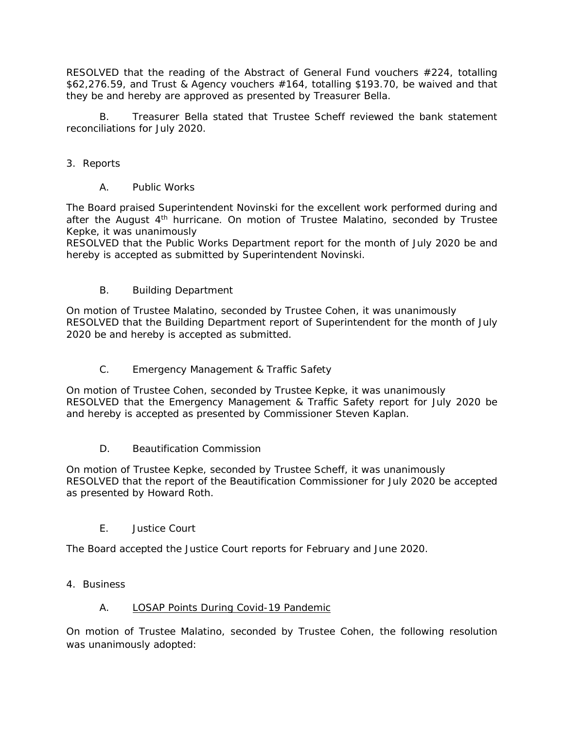RESOLVED that the reading of the Abstract of General Fund vouchers #224, totalling $62,276.59, and Trust & Agency vouchers #164, totalling $193.70, be waived and that they be and hereby are approved as presented by Treasurer Bella.

B. Treasurer Bella stated that Trustee Scheff reviewed the bank statement reconciliations for July 2020.

3. Reports

A. Public Works

The Board praised Superintendent Novinski for the excellent work performed during and after the August 4th hurricane. On motion of Trustee Malatino, seconded by Trustee Kepke, it was unanimously
RESOLVED that the Public Works Department report for the month of July 2020 be and hereby is accepted as submitted by Superintendent Novinski.

B. Building Department

On motion of Trustee Malatino, seconded by Trustee Cohen, it was unanimously
RESOLVED that the Building Department report of Superintendent for the month of July 2020 be and hereby is accepted as submitted.

C. Emergency Management & Traffic Safety

On motion of Trustee Cohen, seconded by Trustee Kepke, it was unanimously
RESOLVED that the Emergency Management & Traffic Safety report for July 2020 be and hereby is accepted as presented by Commissioner Steven Kaplan.

D. Beautification Commission

On motion of Trustee Kepke, seconded by Trustee Scheff, it was unanimously
RESOLVED that the report of the Beautification Commissioner for July 2020 be accepted as presented by Howard Roth.

E. Justice Court

The Board accepted the Justice Court reports for February and June 2020.

4. Business

A. LOSAP Points During Covid-19 Pandemic

On motion of Trustee Malatino, seconded by Trustee Cohen, the following resolution was unanimously adopted: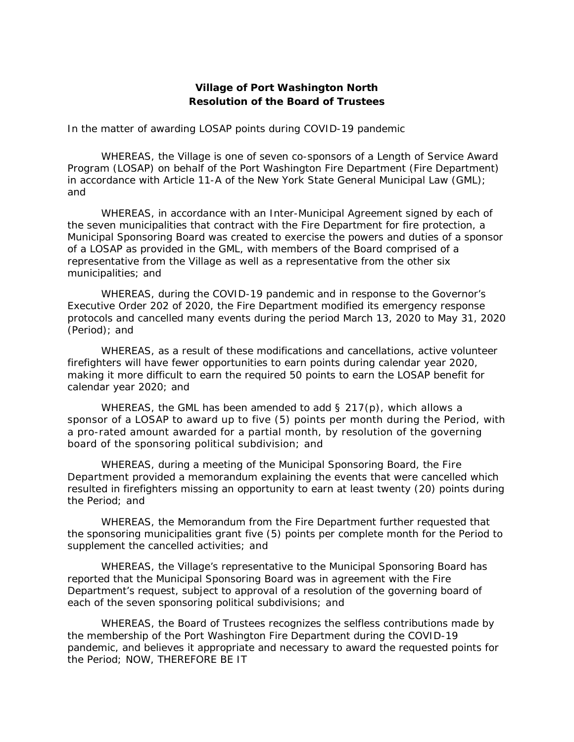**Village of Port Washington North**
**Resolution of the Board of Trustees**

In the matter of awarding LOSAP points during COVID-19 pandemic

WHEREAS, the Village is one of seven co-sponsors of a Length of Service Award Program (LOSAP) on behalf of the Port Washington Fire Department (Fire Department) in accordance with Article 11-A of the New York State General Municipal Law (GML); and

WHEREAS, in accordance with an Inter-Municipal Agreement signed by each of the seven municipalities that contract with the Fire Department for fire protection, a Municipal Sponsoring Board was created to exercise the powers and duties of a sponsor of a LOSAP as provided in the GML, with members of the Board comprised of a representative from the Village as well as a representative from the other six municipalities; and

WHEREAS, during the COVID-19 pandemic and in response to the Governor's Executive Order 202 of 2020, the Fire Department modified its emergency response protocols and cancelled many events during the period March 13, 2020 to May 31, 2020 (Period); and

WHEREAS, as a result of these modifications and cancellations, active volunteer firefighters will have fewer opportunities to earn points during calendar year 2020, making it more difficult to earn the required 50 points to earn the LOSAP benefit for calendar year 2020; and

WHEREAS, the GML has been amended to add § 217(p), which allows a sponsor of a LOSAP to award up to five (5) points per month during the Period, with a pro-rated amount awarded for a partial month, by resolution of the governing board of the sponsoring political subdivision; and

WHEREAS, during a meeting of the Municipal Sponsoring Board, the Fire Department provided a memorandum explaining the events that were cancelled which resulted in firefighters missing an opportunity to earn at least twenty (20) points during the Period; and

WHEREAS, the Memorandum from the Fire Department further requested that the sponsoring municipalities grant five (5) points per complete month for the Period to supplement the cancelled activities; and

WHEREAS, the Village's representative to the Municipal Sponsoring Board has reported that the Municipal Sponsoring Board was in agreement with the Fire Department's request, subject to approval of a resolution of the governing board of each of the seven sponsoring political subdivisions; and

WHEREAS, the Board of Trustees recognizes the selfless contributions made by the membership of the Port Washington Fire Department during the COVID-19 pandemic, and believes it appropriate and necessary to award the requested points for the Period; NOW, THEREFORE BE IT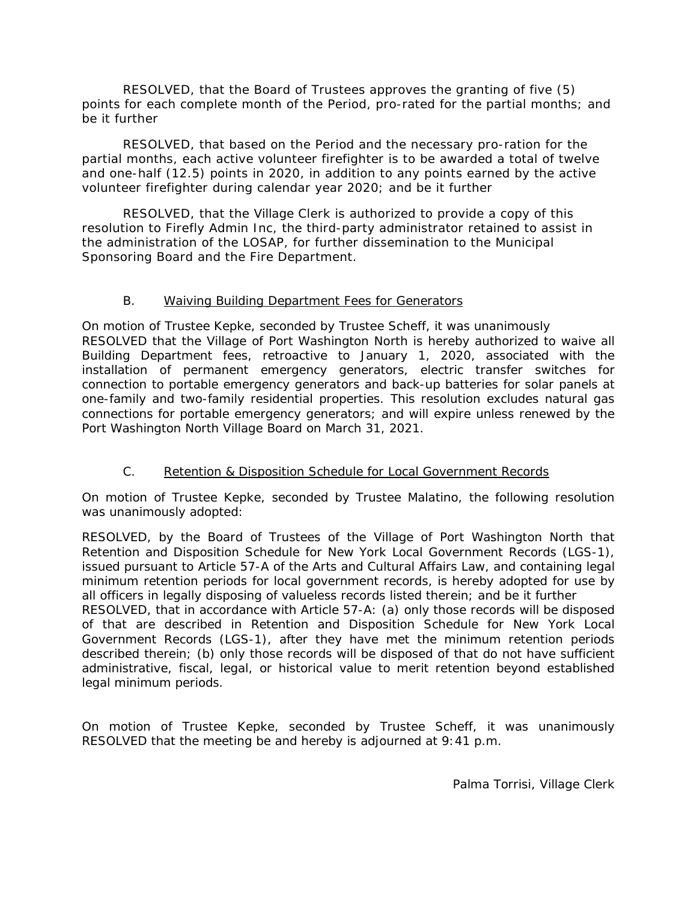RESOLVED, that the Board of Trustees approves the granting of five (5) points for each complete month of the Period, pro-rated for the partial months; and be it further

RESOLVED, that based on the Period and the necessary pro-ration for the partial months, each active volunteer firefighter is to be awarded a total of twelve and one-half (12.5) points in 2020, in addition to any points earned by the active volunteer firefighter during calendar year 2020; and be it further

RESOLVED, that the Village Clerk is authorized to provide a copy of this resolution to Firefly Admin Inc, the third-party administrator retained to assist in the administration of the LOSAP, for further dissemination to the Municipal Sponsoring Board and the Fire Department.

B. Waiving Building Department Fees for Generators

On motion of Trustee Kepke, seconded by Trustee Scheff, it was unanimously RESOLVED that the Village of Port Washington North is hereby authorized to waive all Building Department fees, retroactive to January 1, 2020, associated with the installation of permanent emergency generators, electric transfer switches for connection to portable emergency generators and back-up batteries for solar panels at one-family and two-family residential properties. This resolution excludes natural gas connections for portable emergency generators; and will expire unless renewed by the Port Washington North Village Board on March 31, 2021.

C. Retention & Disposition Schedule for Local Government Records

On motion of Trustee Kepke, seconded by Trustee Malatino, the following resolution was unanimously adopted:

RESOLVED, by the Board of Trustees of the Village of Port Washington North that Retention and Disposition Schedule for New York Local Government Records (LGS-1), issued pursuant to Article 57-A of the Arts and Cultural Affairs Law, and containing legal minimum retention periods for local government records, is hereby adopted for use by all officers in legally disposing of valueless records listed therein; and be it further
RESOLVED, that in accordance with Article 57-A: (a) only those records will be disposed of that are described in Retention and Disposition Schedule for New York Local Government Records (LGS-1), after they have met the minimum retention periods described therein; (b) only those records will be disposed of that do not have sufficient administrative, fiscal, legal, or historical value to merit retention beyond established legal minimum periods.

On motion of Trustee Kepke, seconded by Trustee Scheff, it was unanimously RESOLVED that the meeting be and hereby is adjourned at 9:41 p.m.

Palma Torrisi, Village Clerk